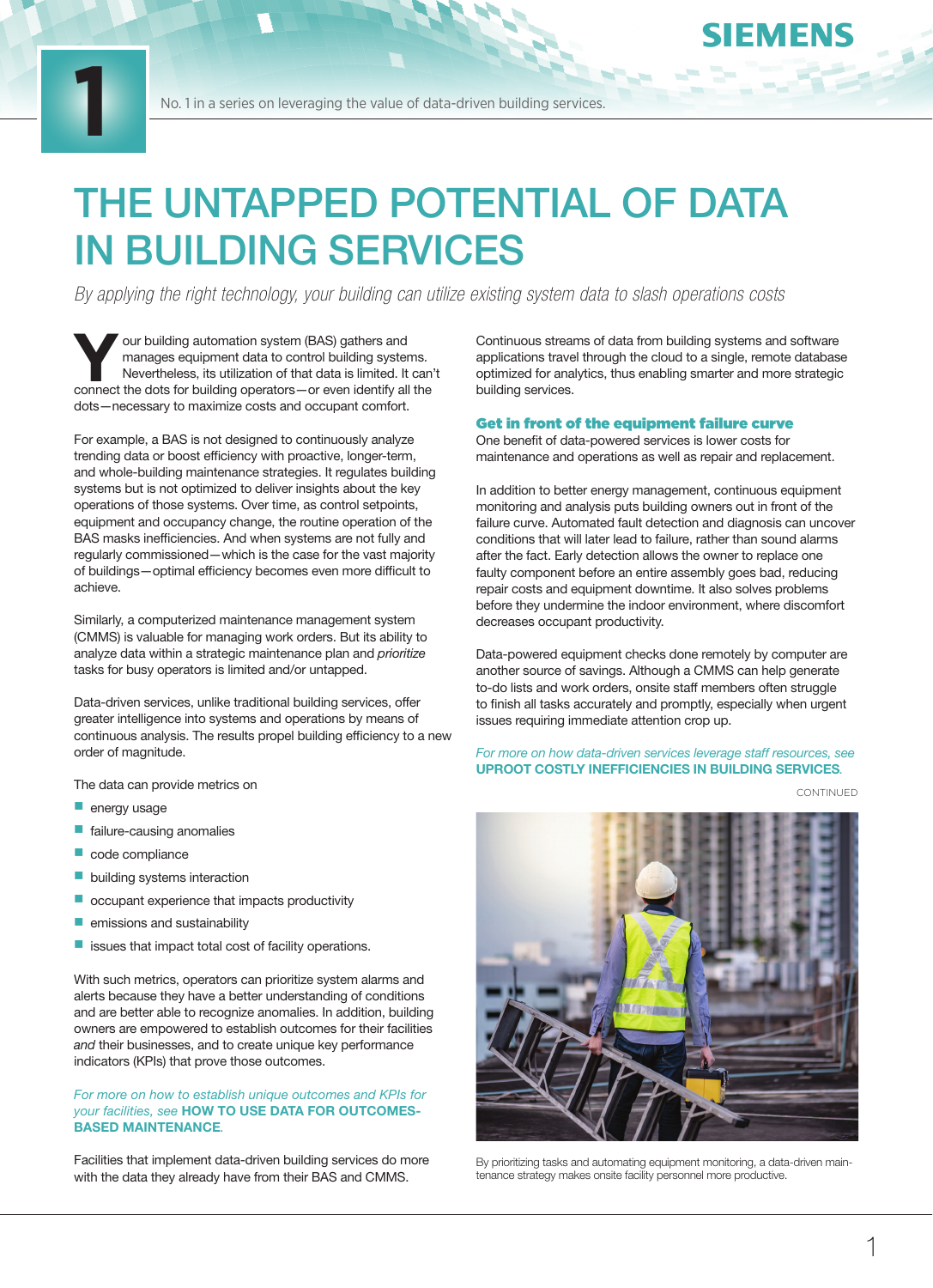No. 1 in a series on leveraging the value of data-driven building services.

# THE UNTAPPED POTENTIAL OF DATA IN BUILDING SERVICES

*By applying the right technology, your building can utilize existing system data to slash operations costs*

Your building automation system (BAS) gathers and manages equipment data to control building systems. Nevertheless, its utilization of that data is limited. It can't connect the dots for building operators—or even identify all the dots—necessary to maximize costs and occupant comfort.

For example, a BAS is not designed to continuously analyze trending data or boost efficiency with proactive, longer-term, and whole-building maintenance strategies. It regulates building systems but is not optimized to deliver insights about the key operations of those systems. Over time, as control setpoints, equipment and occupancy change, the routine operation of the BAS masks inefficiencies. And when systems are not fully and regularly commissioned—which is the case for the vast majority of buildings—optimal efficiency becomes even more difficult to achieve.

Similarly, a computerized maintenance management system (CMMS) is valuable for managing work orders. But its ability to analyze data within a strategic maintenance plan and *prioritize* tasks for busy operators is limited and/or untapped.

Data-driven services, unlike traditional building services, offer greater intelligence into systems and operations by means of continuous analysis. The results propel building efficiency to a new order of magnitude.

The data can provide metrics on

- energy usage
- failure-causing anomalies
- code compliance
- building systems interaction
- occupant experience that impacts productivity
- emissions and sustainability
- issues that impact total cost of facility operations.

With such metrics, operators can prioritize system alarms and alerts because they have a better understanding of conditions and are better able to recognize anomalies. In addition, building owners are empowered to establish outcomes for their facilities *and* their businesses, and to create unique key performance indicators (KPIs) that prove those outcomes.

*For more on how to establish unique outcomes and KPIs for your facilities, see* **HOW TO USE DATA FOR OUTCOMES-BASED MAINTENANCE**.

Facilities that implement data-driven building services do more with the data they already have from their BAS and CMMS. Continuous streams of data from building systems and software applications travel through the cloud to a single, remote database optimized for analytics, thus enabling smarter and more strategic building services.

## Get in front of the equipment failure curve

One benefit of data-powered services is lower costs for maintenance and operations as well as repair and replacement.

In addition to better energy management, continuous equipment monitoring and analysis puts building owners out in front of the failure curve. Automated fault detection and diagnosis can uncover conditions that will later lead to failure, rather than sound alarms after the fact. Early detection allows the owner to replace one faulty component before an entire assembly goes bad, reducing repair costs and equipment downtime. It also solves problems before they undermine the indoor environment, where discomfort decreases occupant productivity.

Data-powered equipment checks done remotely by computer are another source of savings. Although a CMMS can help generate to-do lists and work orders, onsite staff members often struggle to finish all tasks accurately and promptly, especially when urgent issues requiring immediate attention crop up.

*For more on how data-driven services leverage staff resources, see* **UPROOT COSTLY INEFFICIENCIES IN BUILDING SERVICES**.

CONTINUED

By prioritizing tasks and automating equipment monitoring, a data-driven maintenance strategy makes onsite facility personnel more productive.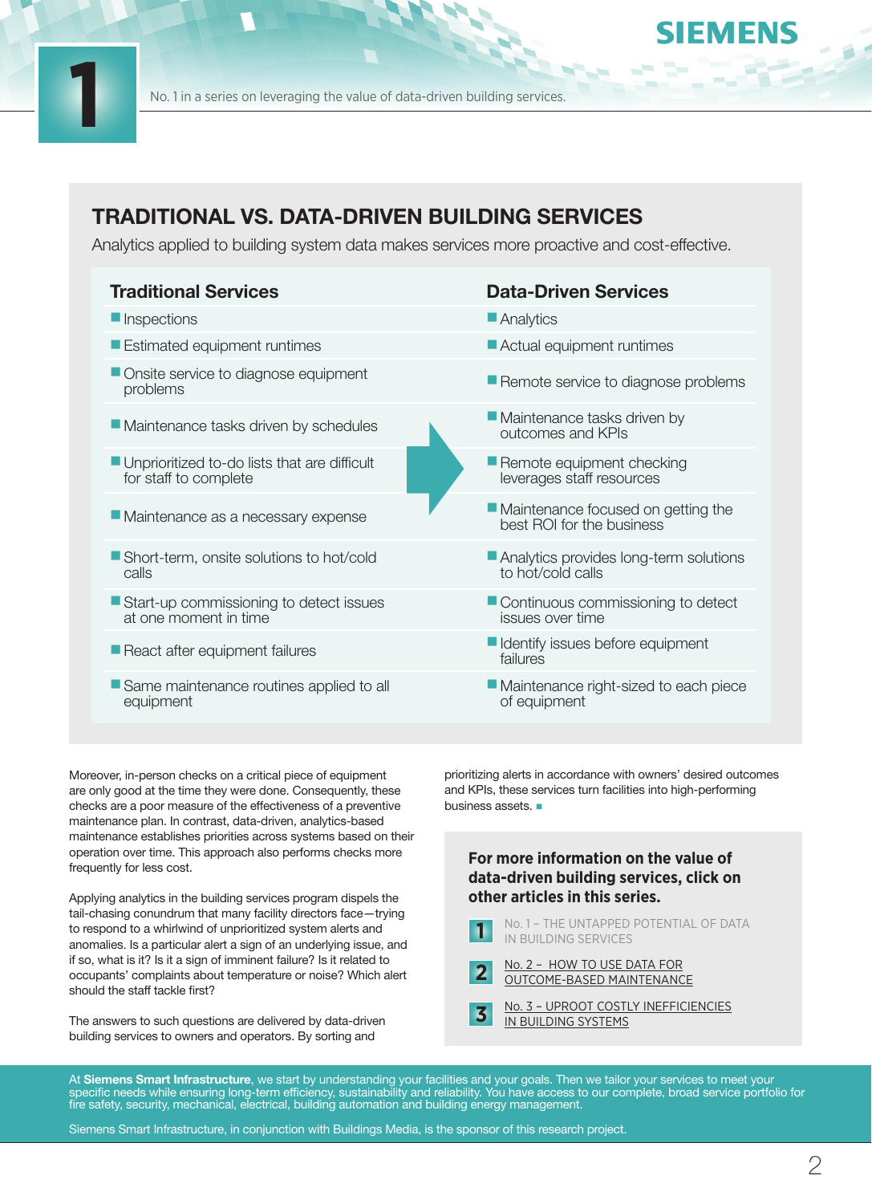No. 1 in a series on leveraging the value of data-driven building services.

## TRADITIONAL VS. DATA-DRIVEN BUILDING SERVICES

Analytics applied to building system data makes services more proactive and cost-effective.

| Traditional Services | Data-Driven Services |
|---|---|
| Inspections | Analytics |
| Estimated equipment runtimes | Actual equipment runtimes |
| Onsite service to diagnose equipment problems | Remote service to diagnose problems |
| Maintenance tasks driven by schedules | Maintenance tasks driven by outcomes and KPIs |
| Unprioritized to-do lists that are difficult for staff to complete | Remote equipment checking leverages staff resources |
| Maintenance as a necessary expense | Maintenance focused on getting the best ROI for the business |
| Short-term, onsite solutions to hot/cold calls | Analytics provides long-term solutions to hot/cold calls |
| Start-up commissioning to detect issues at one moment in time | Continuous commissioning to detect issues over time |
| React after equipment failures | Identify issues before equipment failures |
| Same maintenance routines applied to all equipment | Maintenance right-sized to each piece of equipment |

Moreover, in-person checks on a critical piece of equipment are only good at the time they were done. Consequently, these checks are a poor measure of the effectiveness of a preventive maintenance plan. In contrast, data-driven, analytics-based maintenance establishes priorities across systems based on their operation over time. This approach also performs checks more frequently for less cost.

Applying analytics in the building services program dispels the tail-chasing conundrum that many facility directors face—trying to respond to a whirlwind of unprioritized system alerts and anomalies. Is a particular alert a sign of an underlying issue, and if so, what is it? Is it a sign of imminent failure? Is it related to occupants' complaints about temperature or noise? Which alert should the staff tackle first?

The answers to such questions are delivered by data-driven building services to owners and operators. By sorting and prioritizing alerts in accordance with owners' desired outcomes and KPIs, these services turn facilities into high-performing business assets. ■

### For more information on the value of data-driven building services, click on other articles in this series.

1. No. 1 – THE UNTAPPED POTENTIAL OF DATA IN BUILDING SERVICES
2. No. 2 – HOW TO USE DATA FOR OUTCOME-BASED MAINTENANCE
3. No. 3 – UPROOT COSTLY INEFFICIENCIES IN BUILDING SYSTEMS

At **Siemens Smart Infrastructure**, we start by understanding your facilities and your goals. Then we tailor your services to meet your specific needs while ensuring long-term efficiency, sustainability and reliability. You have access to our complete, broad service portfolio for fire safety, security, mechanical, electrical, building automation and building energy management.

Siemens Smart Infrastructure, in conjunction with Buildings Media, is the sponsor of this research project.